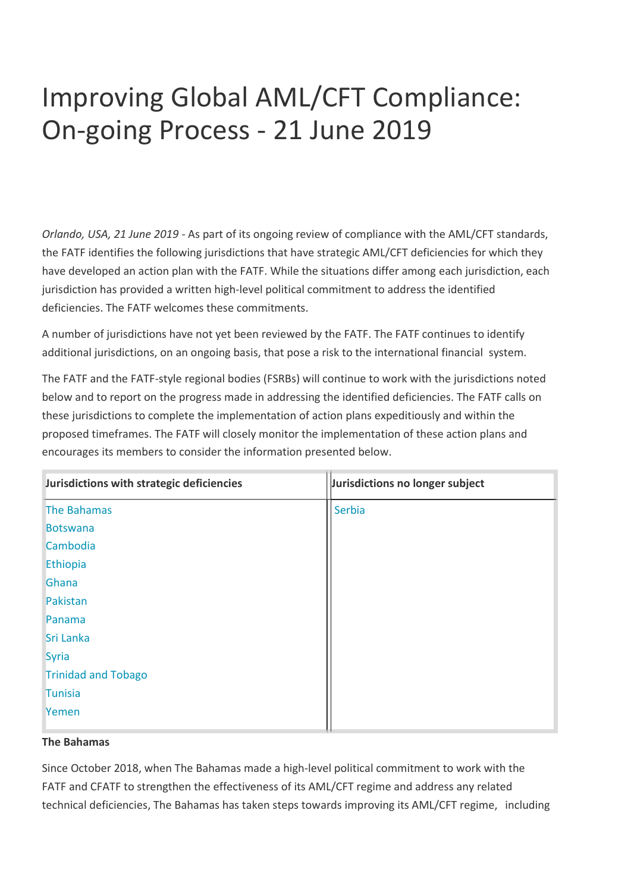# Improving Global AML/CFT Compliance: On-going Process - 21 June 2019

*Orlando, USA, 21 June 2019* - As part of its ongoing review of compliance with the AML/CFT standards, the FATF identifies the following jurisdictions that have strategic AML/CFT deficiencies for which they have developed an action plan with the FATF. While the situations differ among each jurisdiction, each jurisdiction has provided a written high-level political commitment to address the identified deficiencies. The FATF welcomes these commitments.

A number of jurisdictions have not yet been reviewed by the FATF. The FATF continues to identify additional jurisdictions, on an ongoing basis, that pose a risk to the international financial system.

The FATF and the FATF-style regional bodies (FSRBs) will continue to work with the jurisdictions noted below and to report on the progress made in addressing the identified deficiencies. The FATF calls on these jurisdictions to complete the implementation of action plans expeditiously and within the proposed timeframes. The FATF will closely monitor the implementation of these action plans and encourages its members to consider the information presented below.

| Jurisdictions with strategic deficiencies | Jurisdictions no longer subject |
| --- | --- |
| The Bahamas | Serbia |
| Botswana | |
| Cambodia | |
| Ethiopia | |
| Ghana | |
| Pakistan | |
| Panama | |
| Sri Lanka | |
| Syria | |
| Trinidad and Tobago | |
| Tunisia | |
| Yemen | |

**The Bahamas**

Since October 2018, when The Bahamas made a high-level political commitment to work with the FATF and CFATF to strengthen the effectiveness of its AML/CFT regime and address any related technical deficiencies, The Bahamas has taken steps towards improving its AML/CFT regime, including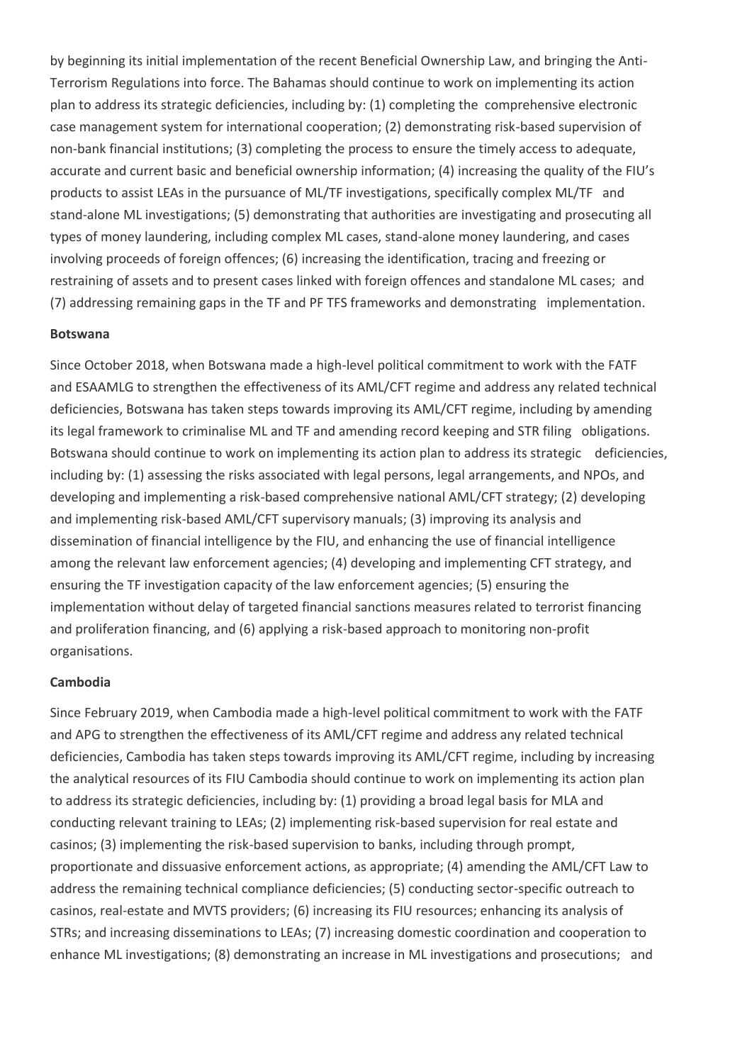by beginning its initial implementation of the recent Beneficial Ownership Law, and bringing the Anti-Terrorism Regulations into force. The Bahamas should continue to work on implementing its action plan to address its strategic deficiencies, including by: (1) completing the comprehensive electronic case management system for international cooperation; (2) demonstrating risk-based supervision of non-bank financial institutions; (3) completing the process to ensure the timely access to adequate, accurate and current basic and beneficial ownership information; (4) increasing the quality of the FIU's products to assist LEAs in the pursuance of ML/TF investigations, specifically complex ML/TF and stand-alone ML investigations; (5) demonstrating that authorities are investigating and prosecuting all types of money laundering, including complex ML cases, stand-alone money laundering, and cases involving proceeds of foreign offences; (6) increasing the identification, tracing and freezing or restraining of assets and to present cases linked with foreign offences and standalone ML cases; and (7) addressing remaining gaps in the TF and PF TFS frameworks and demonstrating implementation.

**Botswana**

Since October 2018, when Botswana made a high-level political commitment to work with the FATF and ESAAMLG to strengthen the effectiveness of its AML/CFT regime and address any related technical deficiencies, Botswana has taken steps towards improving its AML/CFT regime, including by amending its legal framework to criminalise ML and TF and amending record keeping and STR filing obligations. Botswana should continue to work on implementing its action plan to address its strategic deficiencies, including by: (1) assessing the risks associated with legal persons, legal arrangements, and NPOs, and developing and implementing a risk-based comprehensive national AML/CFT strategy; (2) developing and implementing risk-based AML/CFT supervisory manuals; (3) improving its analysis and dissemination of financial intelligence by the FIU, and enhancing the use of financial intelligence among the relevant law enforcement agencies; (4) developing and implementing CFT strategy, and ensuring the TF investigation capacity of the law enforcement agencies; (5) ensuring the implementation without delay of targeted financial sanctions measures related to terrorist financing and proliferation financing, and (6) applying a risk-based approach to monitoring non-profit organisations.

**Cambodia**

Since February 2019, when Cambodia made a high-level political commitment to work with the FATF and APG to strengthen the effectiveness of its AML/CFT regime and address any related technical deficiencies, Cambodia has taken steps towards improving its AML/CFT regime, including by increasing the analytical resources of its FIU Cambodia should continue to work on implementing its action plan to address its strategic deficiencies, including by: (1) providing a broad legal basis for MLA and conducting relevant training to LEAs; (2) implementing risk-based supervision for real estate and casinos; (3) implementing the risk-based supervision to banks, including through prompt, proportionate and dissuasive enforcement actions, as appropriate; (4) amending the AML/CFT Law to address the remaining technical compliance deficiencies; (5) conducting sector-specific outreach to casinos, real-estate and MVTS providers; (6) increasing its FIU resources; enhancing its analysis of STRs; and increasing disseminations to LEAs; (7) increasing domestic coordination and cooperation to enhance ML investigations; (8) demonstrating an increase in ML investigations and prosecutions; and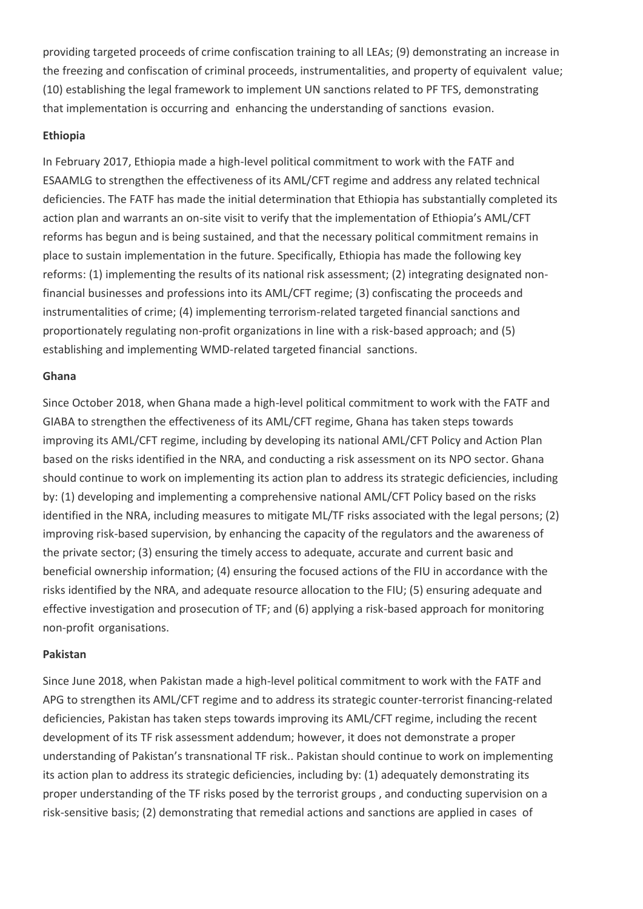providing targeted proceeds of crime confiscation training to all LEAs; (9) demonstrating an increase in the freezing and confiscation of criminal proceeds, instrumentalities, and property of equivalent value; (10) establishing the legal framework to implement UN sanctions related to PF TFS, demonstrating that implementation is occurring and enhancing the understanding of sanctions evasion.

**Ethiopia**

In February 2017, Ethiopia made a high-level political commitment to work with the FATF and ESAAMLG to strengthen the effectiveness of its AML/CFT regime and address any related technical deficiencies. The FATF has made the initial determination that Ethiopia has substantially completed its action plan and warrants an on-site visit to verify that the implementation of Ethiopia's AML/CFT reforms has begun and is being sustained, and that the necessary political commitment remains in place to sustain implementation in the future. Specifically, Ethiopia has made the following key reforms: (1) implementing the results of its national risk assessment; (2) integrating designated non-financial businesses and professions into its AML/CFT regime; (3) confiscating the proceeds and instrumentalities of crime; (4) implementing terrorism-related targeted financial sanctions and proportionately regulating non-profit organizations in line with a risk-based approach; and (5) establishing and implementing WMD-related targeted financial sanctions.

**Ghana**

Since October 2018, when Ghana made a high-level political commitment to work with the FATF and GIABA to strengthen the effectiveness of its AML/CFT regime, Ghana has taken steps towards improving its AML/CFT regime, including by developing its national AML/CFT Policy and Action Plan based on the risks identified in the NRA, and conducting a risk assessment on its NPO sector. Ghana should continue to work on implementing its action plan to address its strategic deficiencies, including by: (1) developing and implementing a comprehensive national AML/CFT Policy based on the risks identified in the NRA, including measures to mitigate ML/TF risks associated with the legal persons; (2) improving risk-based supervision, by enhancing the capacity of the regulators and the awareness of the private sector; (3) ensuring the timely access to adequate, accurate and current basic and beneficial ownership information; (4) ensuring the focused actions of the FIU in accordance with the risks identified by the NRA, and adequate resource allocation to the FIU; (5) ensuring adequate and effective investigation and prosecution of TF; and (6) applying a risk-based approach for monitoring non-profit organisations.

**Pakistan**

Since June 2018, when Pakistan made a high-level political commitment to work with the FATF and APG to strengthen its AML/CFT regime and to address its strategic counter-terrorist financing-related deficiencies, Pakistan has taken steps towards improving its AML/CFT regime, including the recent development of its TF risk assessment addendum; however, it does not demonstrate a proper understanding of Pakistan's transnational TF risk.. Pakistan should continue to work on implementing its action plan to address its strategic deficiencies, including by: (1) adequately demonstrating its proper understanding of the TF risks posed by the terrorist groups , and conducting supervision on a risk-sensitive basis; (2) demonstrating that remedial actions and sanctions are applied in cases of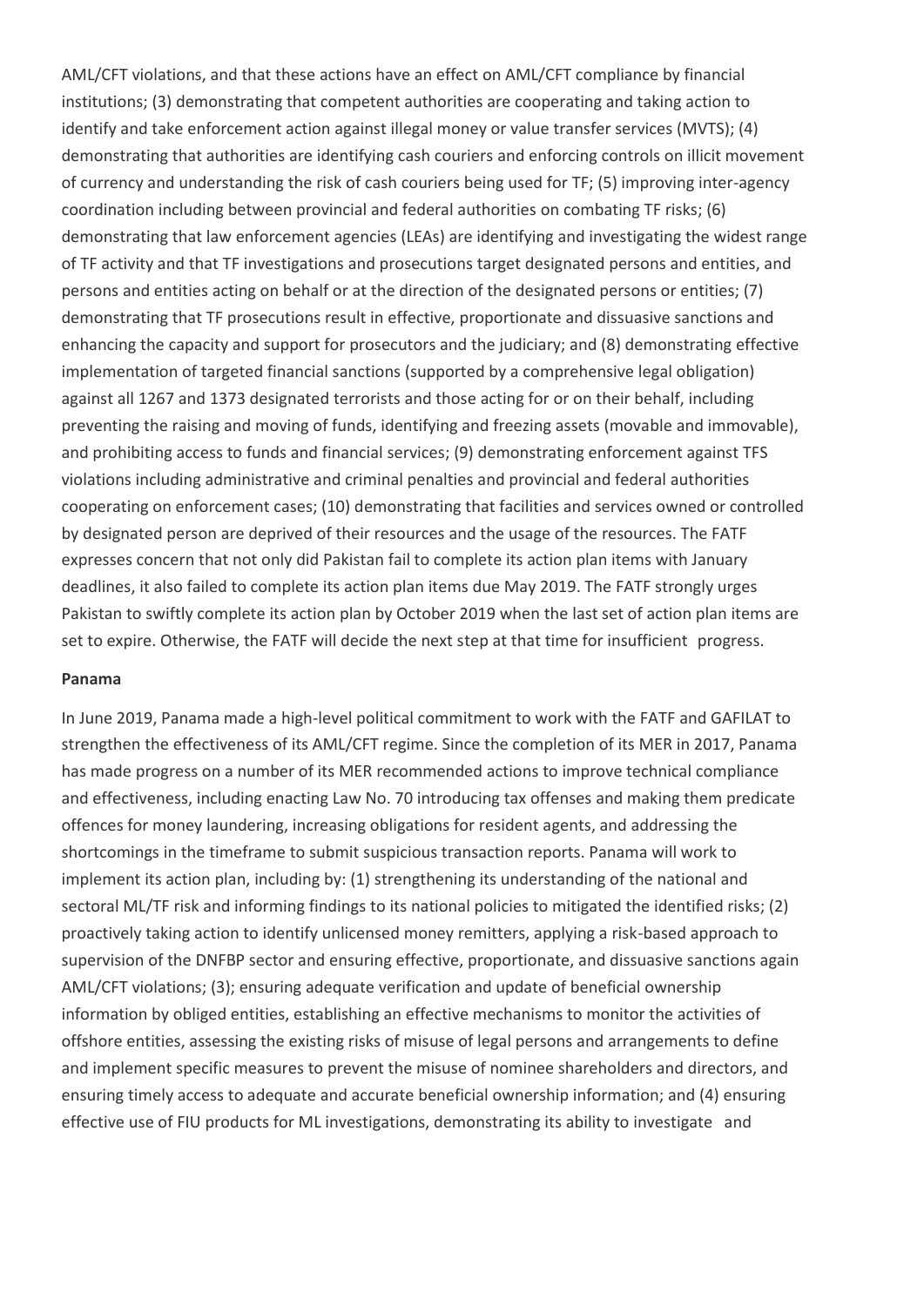AML/CFT violations, and that these actions have an effect on AML/CFT compliance by financial institutions; (3) demonstrating that competent authorities are cooperating and taking action to identify and take enforcement action against illegal money or value transfer services (MVTS); (4) demonstrating that authorities are identifying cash couriers and enforcing controls on illicit movement of currency and understanding the risk of cash couriers being used for TF; (5) improving inter-agency coordination including between provincial and federal authorities on combating TF risks; (6) demonstrating that law enforcement agencies (LEAs) are identifying and investigating the widest range of TF activity and that TF investigations and prosecutions target designated persons and entities, and persons and entities acting on behalf or at the direction of the designated persons or entities; (7) demonstrating that TF prosecutions result in effective, proportionate and dissuasive sanctions and enhancing the capacity and support for prosecutors and the judiciary; and (8) demonstrating effective implementation of targeted financial sanctions (supported by a comprehensive legal obligation) against all 1267 and 1373 designated terrorists and those acting for or on their behalf, including preventing the raising and moving of funds, identifying and freezing assets (movable and immovable), and prohibiting access to funds and financial services; (9) demonstrating enforcement against TFS violations including administrative and criminal penalties and provincial and federal authorities cooperating on enforcement cases; (10) demonstrating that facilities and services owned or controlled by designated person are deprived of their resources and the usage of the resources. The FATF expresses concern that not only did Pakistan fail to complete its action plan items with January deadlines, it also failed to complete its action plan items due May 2019. The FATF strongly urges Pakistan to swiftly complete its action plan by October 2019 when the last set of action plan items are set to expire. Otherwise, the FATF will decide the next step at that time for insufficient progress.

**Panama**

In June 2019, Panama made a high-level political commitment to work with the FATF and GAFILAT to strengthen the effectiveness of its AML/CFT regime. Since the completion of its MER in 2017, Panama has made progress on a number of its MER recommended actions to improve technical compliance and effectiveness, including enacting Law No. 70 introducing tax offenses and making them predicate offences for money laundering, increasing obligations for resident agents, and addressing the shortcomings in the timeframe to submit suspicious transaction reports. Panama will work to implement its action plan, including by: (1) strengthening its understanding of the national and sectoral ML/TF risk and informing findings to its national policies to mitigated the identified risks; (2) proactively taking action to identify unlicensed money remitters, applying a risk-based approach to supervision of the DNFBP sector and ensuring effective, proportionate, and dissuasive sanctions again AML/CFT violations; (3); ensuring adequate verification and update of beneficial ownership information by obliged entities, establishing an effective mechanisms to monitor the activities of offshore entities, assessing the existing risks of misuse of legal persons and arrangements to define and implement specific measures to prevent the misuse of nominee shareholders and directors, and ensuring timely access to adequate and accurate beneficial ownership information; and (4) ensuring effective use of FIU products for ML investigations, demonstrating its ability to investigate and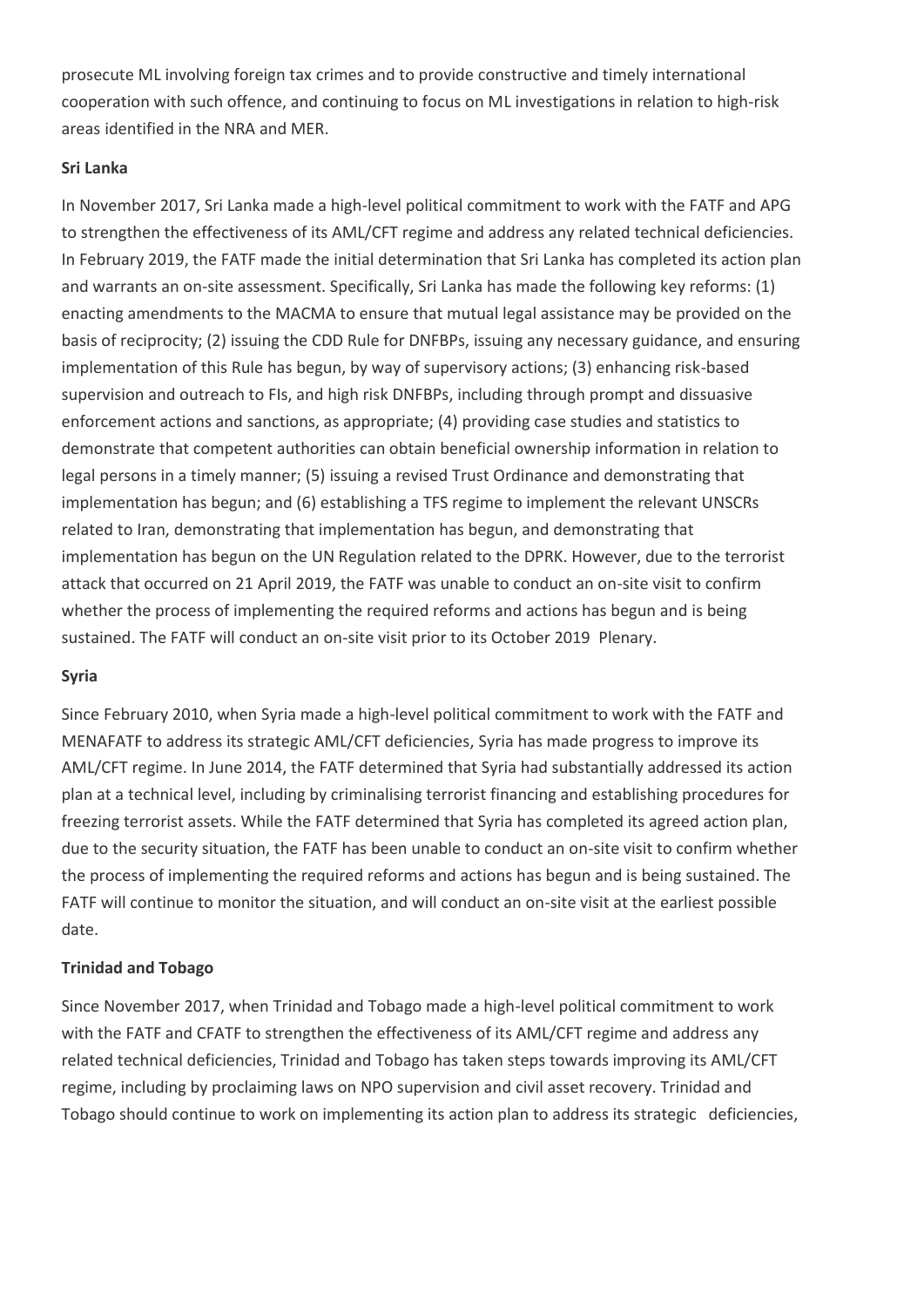prosecute ML involving foreign tax crimes and to provide constructive and timely international cooperation with such offence, and continuing to focus on ML investigations in relation to high-risk areas identified in the NRA and MER.

**Sri Lanka**

In November 2017, Sri Lanka made a high-level political commitment to work with the FATF and APG to strengthen the effectiveness of its AML/CFT regime and address any related technical deficiencies. In February 2019, the FATF made the initial determination that Sri Lanka has completed its action plan and warrants an on-site assessment. Specifically, Sri Lanka has made the following key reforms: (1) enacting amendments to the MACMA to ensure that mutual legal assistance may be provided on the basis of reciprocity; (2) issuing the CDD Rule for DNFBPs, issuing any necessary guidance, and ensuring implementation of this Rule has begun, by way of supervisory actions; (3) enhancing risk-based supervision and outreach to FIs, and high risk DNFBPs, including through prompt and dissuasive enforcement actions and sanctions, as appropriate; (4) providing case studies and statistics to demonstrate that competent authorities can obtain beneficial ownership information in relation to legal persons in a timely manner; (5) issuing a revised Trust Ordinance and demonstrating that implementation has begun; and (6) establishing a TFS regime to implement the relevant UNSCRs related to Iran, demonstrating that implementation has begun, and demonstrating that implementation has begun on the UN Regulation related to the DPRK. However, due to the terrorist attack that occurred on 21 April 2019, the FATF was unable to conduct an on-site visit to confirm whether the process of implementing the required reforms and actions has begun and is being sustained. The FATF will conduct an on-site visit prior to its October 2019 Plenary.

**Syria**

Since February 2010, when Syria made a high-level political commitment to work with the FATF and MENAFATF to address its strategic AML/CFT deficiencies, Syria has made progress to improve its AML/CFT regime. In June 2014, the FATF determined that Syria had substantially addressed its action plan at a technical level, including by criminalising terrorist financing and establishing procedures for freezing terrorist assets. While the FATF determined that Syria has completed its agreed action plan, due to the security situation, the FATF has been unable to conduct an on-site visit to confirm whether the process of implementing the required reforms and actions has begun and is being sustained. The FATF will continue to monitor the situation, and will conduct an on-site visit at the earliest possible date.

**Trinidad and Tobago**

Since November 2017, when Trinidad and Tobago made a high-level political commitment to work with the FATF and CFATF to strengthen the effectiveness of its AML/CFT regime and address any related technical deficiencies, Trinidad and Tobago has taken steps towards improving its AML/CFT regime, including by proclaiming laws on NPO supervision and civil asset recovery. Trinidad and Tobago should continue to work on implementing its action plan to address its strategic deficiencies,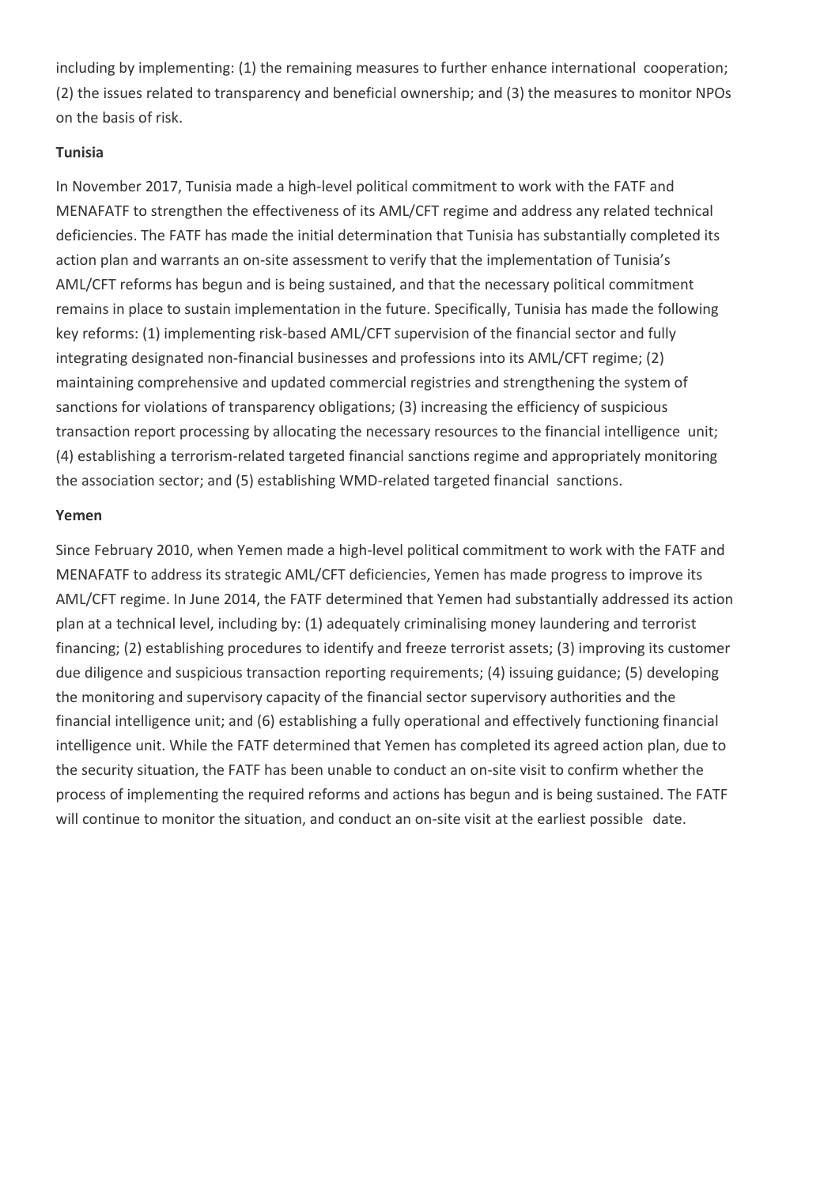including by implementing: (1) the remaining measures to further enhance international cooperation; (2) the issues related to transparency and beneficial ownership; and (3) the measures to monitor NPOs on the basis of risk.

**Tunisia**

In November 2017, Tunisia made a high-level political commitment to work with the FATF and MENAFATF to strengthen the effectiveness of its AML/CFT regime and address any related technical deficiencies. The FATF has made the initial determination that Tunisia has substantially completed its action plan and warrants an on-site assessment to verify that the implementation of Tunisia's AML/CFT reforms has begun and is being sustained, and that the necessary political commitment remains in place to sustain implementation in the future. Specifically, Tunisia has made the following key reforms: (1) implementing risk-based AML/CFT supervision of the financial sector and fully integrating designated non-financial businesses and professions into its AML/CFT regime; (2) maintaining comprehensive and updated commercial registries and strengthening the system of sanctions for violations of transparency obligations; (3) increasing the efficiency of suspicious transaction report processing by allocating the necessary resources to the financial intelligence unit; (4) establishing a terrorism-related targeted financial sanctions regime and appropriately monitoring the association sector; and (5) establishing WMD-related targeted financial sanctions.

**Yemen**

Since February 2010, when Yemen made a high-level political commitment to work with the FATF and MENAFATF to address its strategic AML/CFT deficiencies, Yemen has made progress to improve its AML/CFT regime. In June 2014, the FATF determined that Yemen had substantially addressed its action plan at a technical level, including by: (1) adequately criminalising money laundering and terrorist financing; (2) establishing procedures to identify and freeze terrorist assets; (3) improving its customer due diligence and suspicious transaction reporting requirements; (4) issuing guidance; (5) developing the monitoring and supervisory capacity of the financial sector supervisory authorities and the financial intelligence unit; and (6) establishing a fully operational and effectively functioning financial intelligence unit. While the FATF determined that Yemen has completed its agreed action plan, due to the security situation, the FATF has been unable to conduct an on-site visit to confirm whether the process of implementing the required reforms and actions has begun and is being sustained. The FATF will continue to monitor the situation, and conduct an on-site visit at the earliest possible date.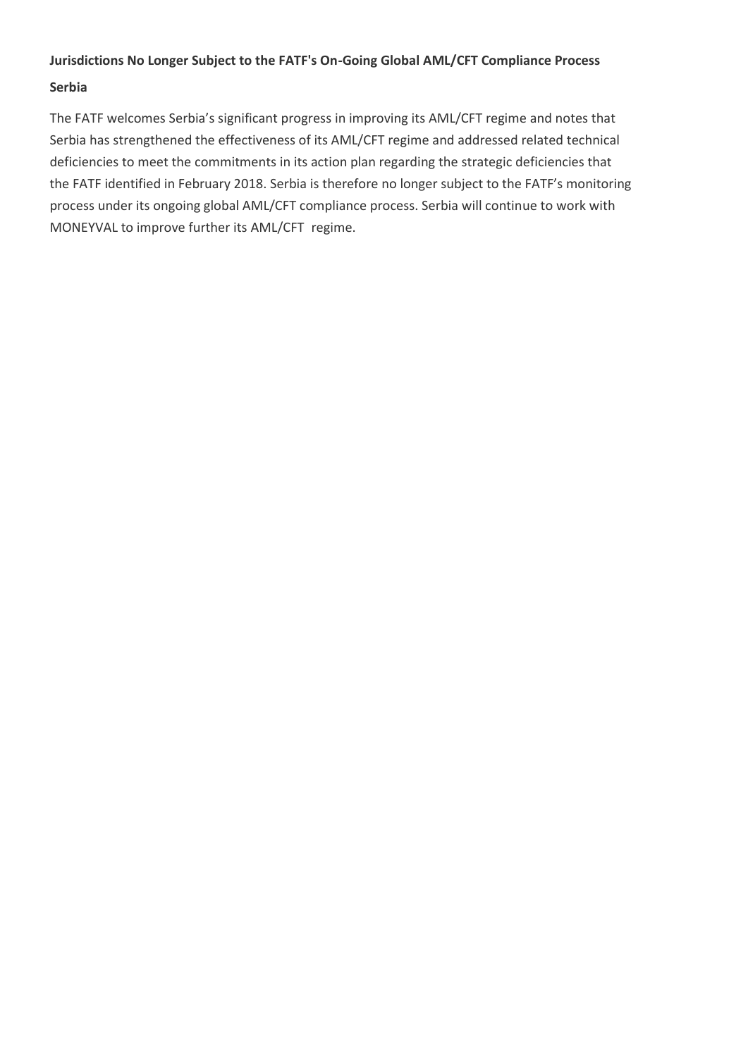**Jurisdictions No Longer Subject to the FATF's On-Going Global AML/CFT Compliance Process**

**Serbia**

The FATF welcomes Serbia's significant progress in improving its AML/CFT regime and notes that Serbia has strengthened the effectiveness of its AML/CFT regime and addressed related technical deficiencies to meet the commitments in its action plan regarding the strategic deficiencies that the FATF identified in February 2018. Serbia is therefore no longer subject to the FATF's monitoring process under its ongoing global AML/CFT compliance process. Serbia will continue to work with MONEYVAL to improve further its AML/CFT regime.